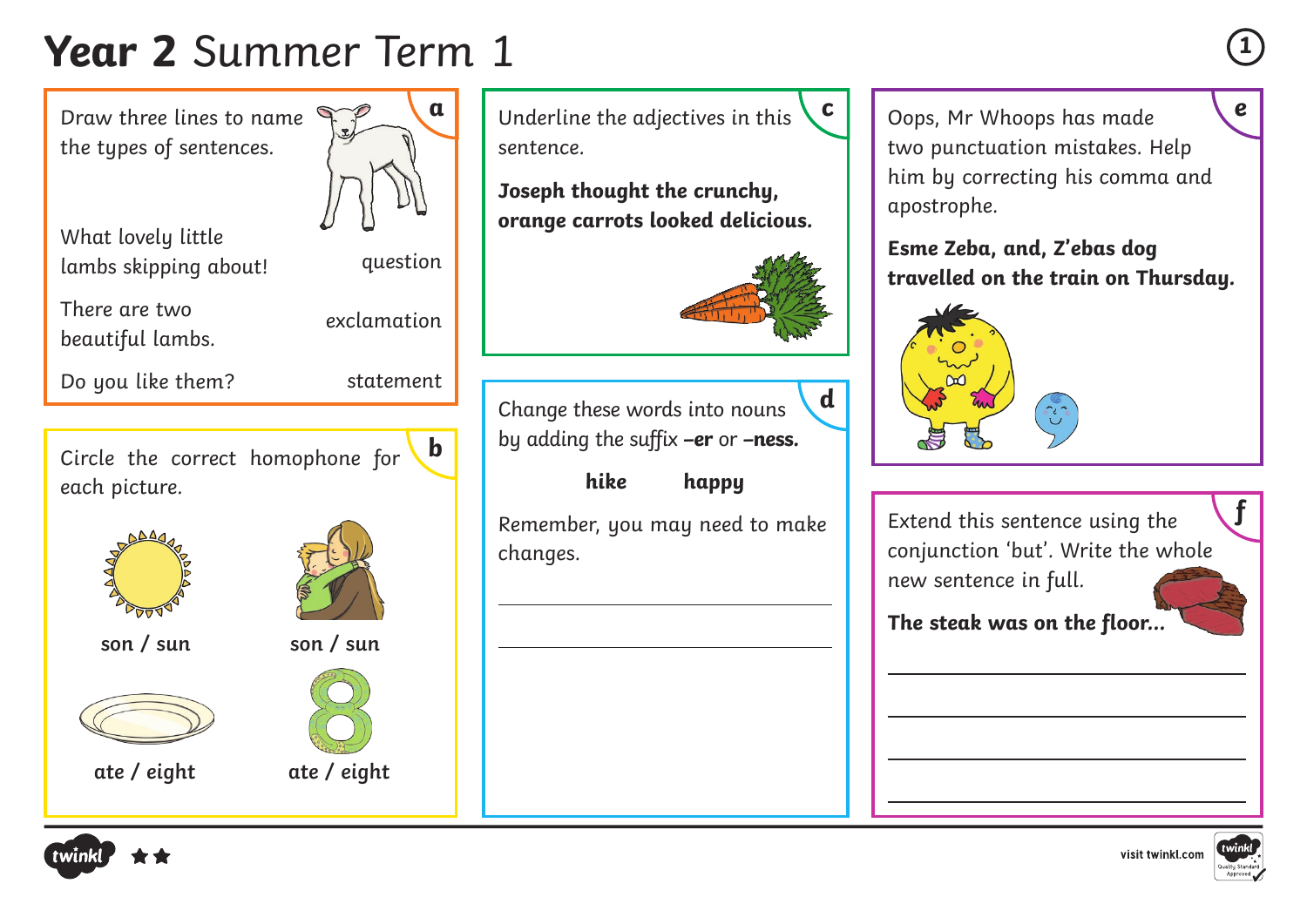# **Year 2** Summer Term 1

## a

Draw three lines to name the types of sentences.

| | |
|---|---|
| What lovely little lambs skipping about! | question |
| There are two beautiful lambs. | exclamation |
| Do you like them? | statement |

## b

Circle the correct homophone for each picture.

**son / sun**

**son / sun**

**ate / eight**

**ate / eight**

## c

Underline the adjectives in this sentence.

**Joseph thought the crunchy, orange carrots looked delicious.**

## d

Change these words into nouns by adding the suffix **–er** or **–ness.**

**hike** **happy**

Remember, you may need to make changes.

______________________________

______________________________

## e

Oops, Mr Whoops has made two punctuation mistakes. Help him by correcting his comma and apostrophe.

**Esme Zeba, and, Z'ebas dog travelled on the train on Thursday.**

## f

Extend this sentence using the conjunction 'but'. Write the whole new sentence in full.

**The steak was on the floor...**

______________________________

______________________________

______________________________

______________________________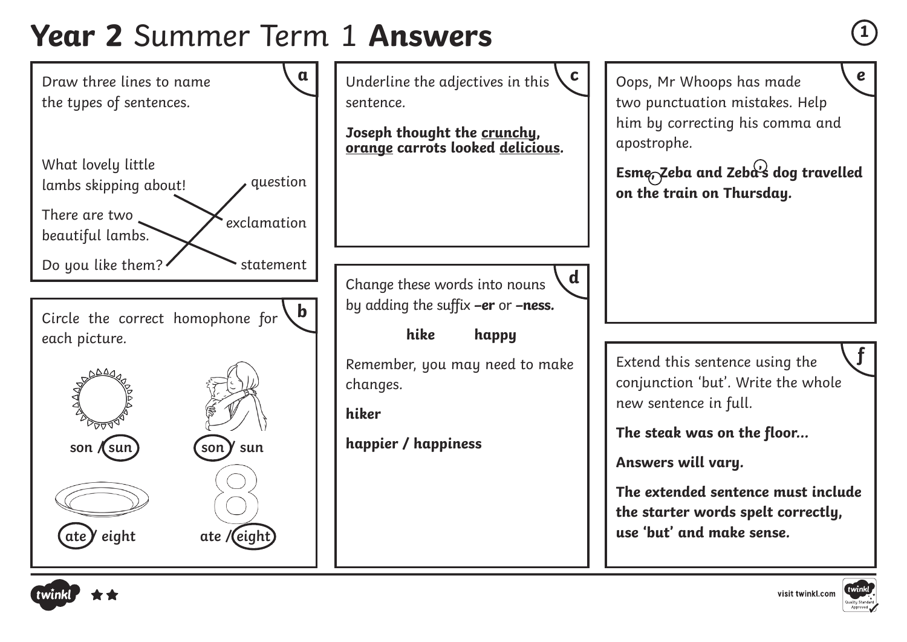# **Year 2** Summer Term 1 **Answers**

**a**

Draw three lines to name the types of sentences.

What lovely little lambs skipping about! — exclamation

There are two beautiful lambs. — statement

Do you like them? — question

**b**

Circle the correct homophone for each picture.

son / **(sun)**

**(son)** / sun

**(ate)** / eight

ate / **(eight)**

**c**

Underline the adjectives in this sentence.

**Joseph thought the <u>crunchy</u>, <u>orange</u> carrots looked <u>delicious</u>.**

**d**

Change these words into nouns by adding the suffix **–er** or **–ness.**

**hike** **happy**

Remember, you may need to make changes.

**hiker**

**happier / happiness**

**e**

Oops, Mr Whoops has made two punctuation mistakes. Help him by correcting his comma and apostrophe.

**Esme, Zeba and Zeba's dog travelled on the train on Thursday.**

**f**

Extend this sentence using the conjunction 'but'. Write the whole new sentence in full.

**The steak was on the floor...**

**Answers will vary.**

**The extended sentence must include the starter words spelt correctly, use 'but' and make sense.**